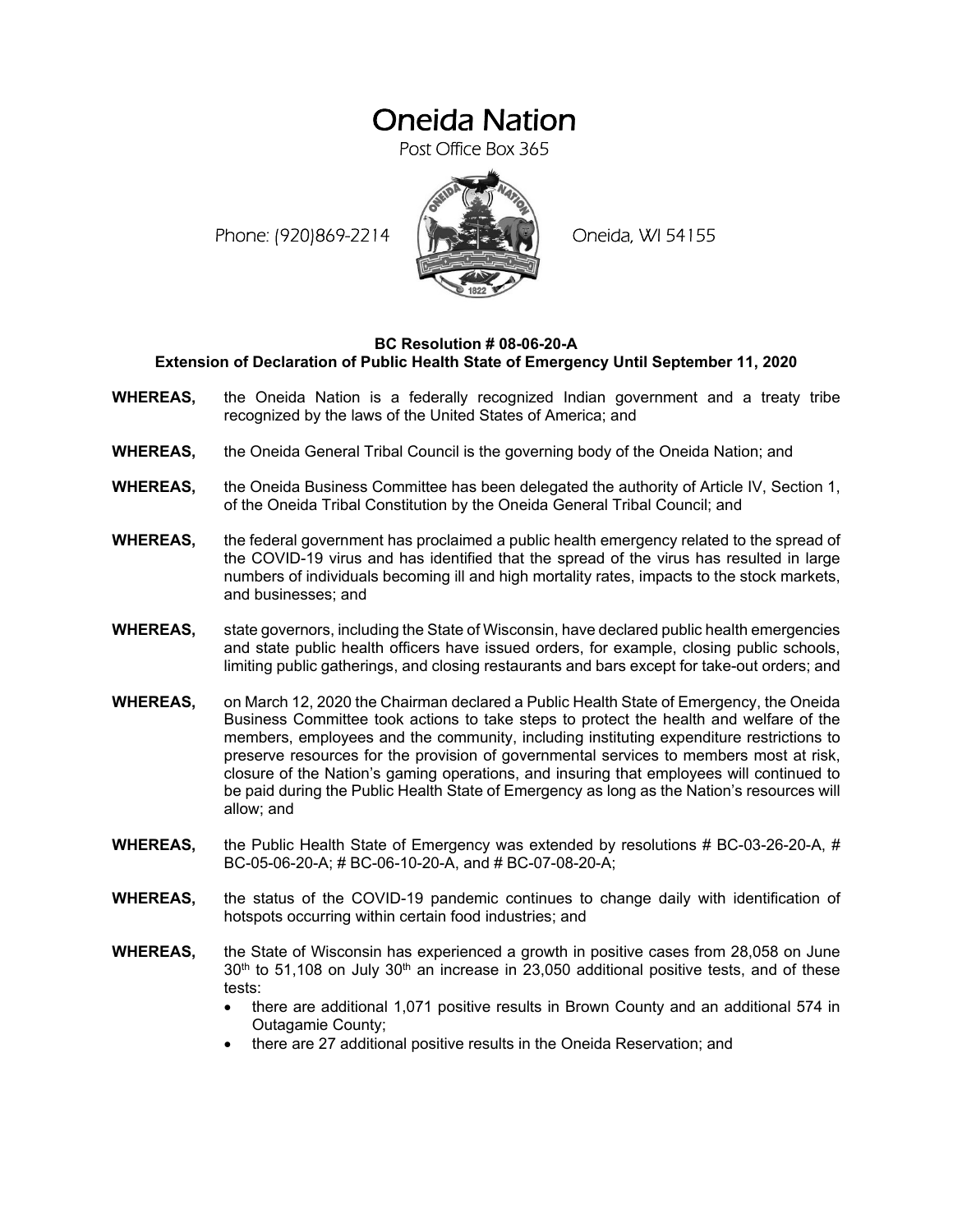# Oneida Nation

Post Office Box 365

Phone: (920)869-2214 Oneida, WI 54155

**BC Resolution # 08-06-20-A**
**Extension of Declaration of Public Health State of Emergency Until September 11, 2020**

**WHEREAS,** the Oneida Nation is a federally recognized Indian government and a treaty tribe recognized by the laws of the United States of America; and

**WHEREAS,** the Oneida General Tribal Council is the governing body of the Oneida Nation; and

**WHEREAS,** the Oneida Business Committee has been delegated the authority of Article IV, Section 1, of the Oneida Tribal Constitution by the Oneida General Tribal Council; and

**WHEREAS,** the federal government has proclaimed a public health emergency related to the spread of the COVID-19 virus and has identified that the spread of the virus has resulted in large numbers of individuals becoming ill and high mortality rates, impacts to the stock markets, and businesses; and

**WHEREAS,** state governors, including the State of Wisconsin, have declared public health emergencies and state public health officers have issued orders, for example, closing public schools, limiting public gatherings, and closing restaurants and bars except for take-out orders; and

**WHEREAS,** on March 12, 2020 the Chairman declared a Public Health State of Emergency, the Oneida Business Committee took actions to take steps to protect the health and welfare of the members, employees and the community, including instituting expenditure restrictions to preserve resources for the provision of governmental services to members most at risk, closure of the Nation's gaming operations, and insuring that employees will continued to be paid during the Public Health State of Emergency as long as the Nation's resources will allow; and

**WHEREAS,** the Public Health State of Emergency was extended by resolutions # BC-03-26-20-A, # BC-05-06-20-A; # BC-06-10-20-A, and # BC-07-08-20-A;

**WHEREAS,** the status of the COVID-19 pandemic continues to change daily with identification of hotspots occurring within certain food industries; and

**WHEREAS,** the State of Wisconsin has experienced a growth in positive cases from 28,058 on June 30th to 51,108 on July 30th an increase in 23,050 additional positive tests, and of these tests:

- there are additional 1,071 positive results in Brown County and an additional 574 in Outagamie County;
- there are 27 additional positive results in the Oneida Reservation; and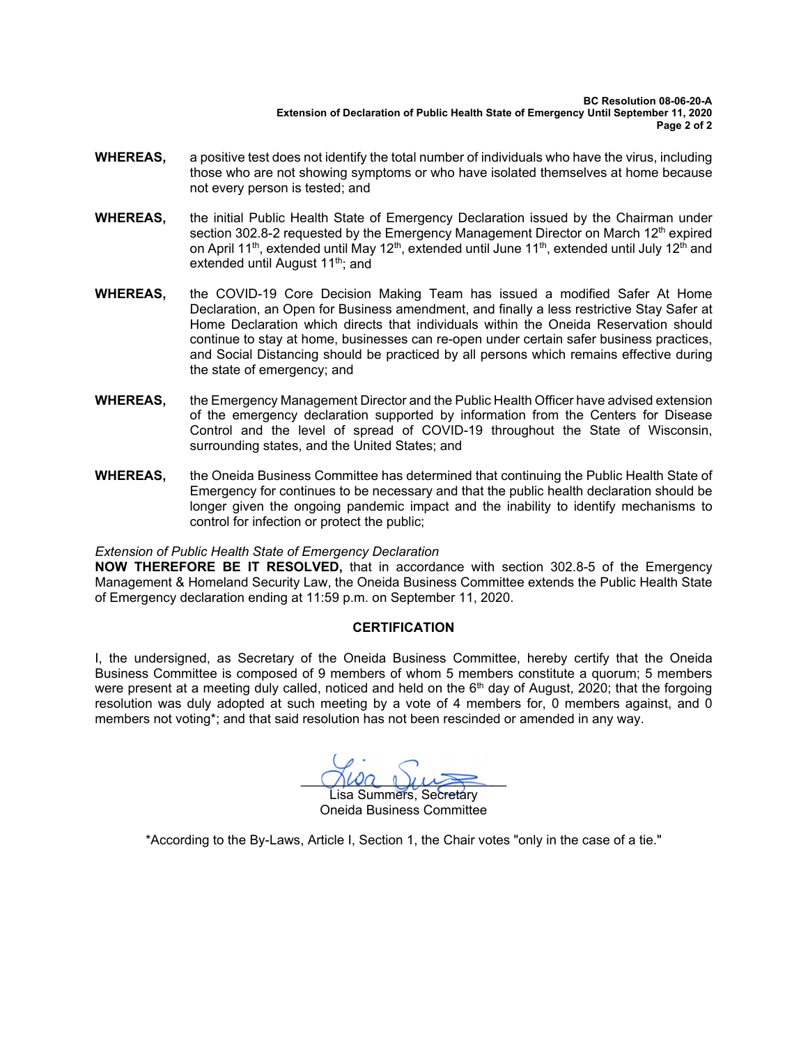**WHEREAS,** a positive test does not identify the total number of individuals who have the virus, including those who are not showing symptoms or who have isolated themselves at home because not every person is tested; and

**WHEREAS,** the initial Public Health State of Emergency Declaration issued by the Chairman under section 302.8-2 requested by the Emergency Management Director on March 12th expired on April 11th, extended until May 12th, extended until June 11th, extended until July 12th and extended until August 11th; and

**WHEREAS,** the COVID-19 Core Decision Making Team has issued a modified Safer At Home Declaration, an Open for Business amendment, and finally a less restrictive Stay Safer at Home Declaration which directs that individuals within the Oneida Reservation should continue to stay at home, businesses can re-open under certain safer business practices, and Social Distancing should be practiced by all persons which remains effective during the state of emergency; and

**WHEREAS,** the Emergency Management Director and the Public Health Officer have advised extension of the emergency declaration supported by information from the Centers for Disease Control and the level of spread of COVID-19 throughout the State of Wisconsin, surrounding states, and the United States; and

**WHEREAS,** the Oneida Business Committee has determined that continuing the Public Health State of Emergency for continues to be necessary and that the public health declaration should be longer given the ongoing pandemic impact and the inability to identify mechanisms to control for infection or protect the public;

*Extension of Public Health State of Emergency Declaration*

**NOW THEREFORE BE IT RESOLVED,** that in accordance with section 302.8-5 of the Emergency Management & Homeland Security Law, the Oneida Business Committee extends the Public Health State of Emergency declaration ending at 11:59 p.m. on September 11, 2020.

## CERTIFICATION

I, the undersigned, as Secretary of the Oneida Business Committee, hereby certify that the Oneida Business Committee is composed of 9 members of whom 5 members constitute a quorum; 5 members were present at a meeting duly called, noticed and held on the 6th day of August, 2020; that the forgoing resolution was duly adopted at such meeting by a vote of 4 members for, 0 members against, and 0 members not voting*; and that said resolution has not been rescinded or amended in any way.

Lisa Summers, Secretary
Oneida Business Committee

*According to the By-Laws, Article I, Section 1, the Chair votes "only in the case of a tie."